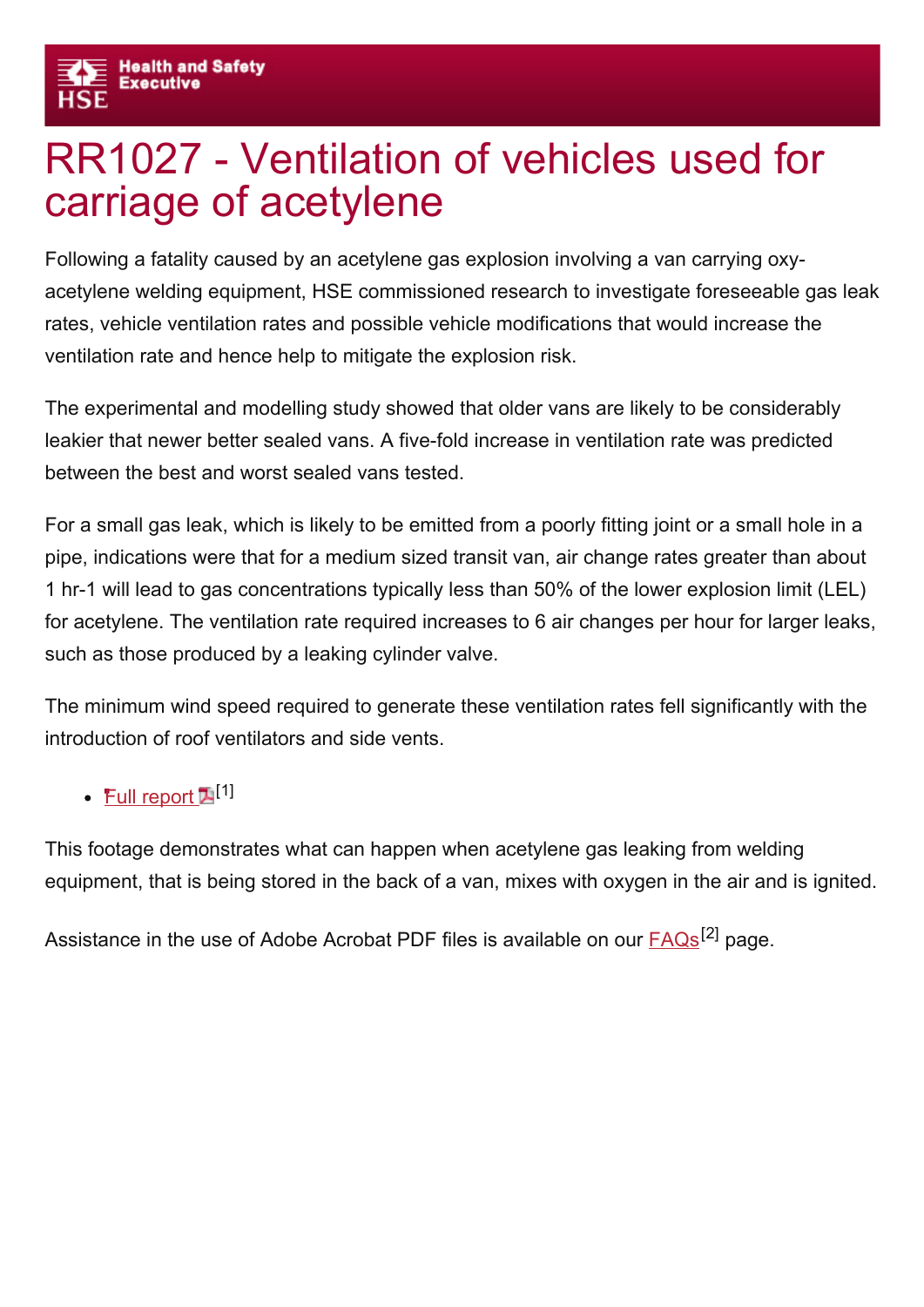# RR1027 - Ventilation of vehicles used for carriage of acetylene

Following a fatality caused by an acetylene gas explosion involving a van carrying oxy-acetylene welding equipment, HSE commissioned research to investigate foreseeable gas leak rates, vehicle ventilation rates and possible vehicle modifications that would increase the ventilation rate and hence help to mitigate the explosion risk.

The experimental and modelling study showed that older vans are likely to be considerably leakier that newer better sealed vans. A five-fold increase in ventilation rate was predicted between the best and worst sealed vans tested.

For a small gas leak, which is likely to be emitted from a poorly fitting joint or a small hole in a pipe, indications were that for a medium sized transit van, air change rates greater than about 1 hr-1 will lead to gas concentrations typically less than 50% of the lower explosion limit (LEL) for acetylene. The ventilation rate required increases to 6 air changes per hour for larger leaks, such as those produced by a leaking cylinder valve.

The minimum wind speed required to generate these ventilation rates fell significantly with the introduction of roof ventilators and side vents.

- Full report [1]

This footage demonstrates what can happen when acetylene gas leaking from welding equipment, that is being stored in the back of a van, mixes with oxygen in the air and is ignited.

Assistance in the use of Adobe Acrobat PDF files is available on our FAQs[2] page.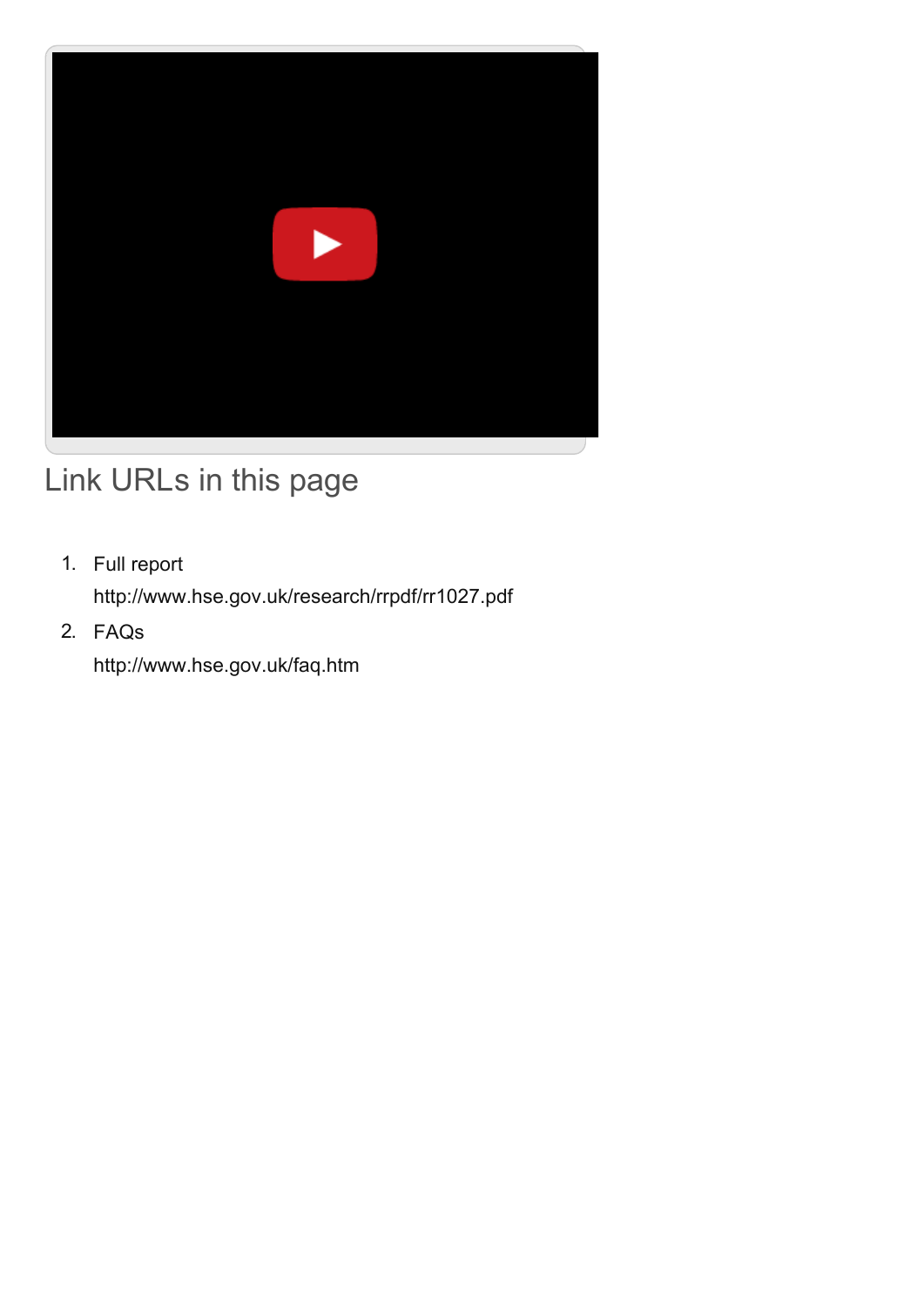## Link URLs in this page

1. Full report
   http://www.hse.gov.uk/research/rrpdf/rr1027.pdf
2. FAQs
   http://www.hse.gov.uk/faq.htm